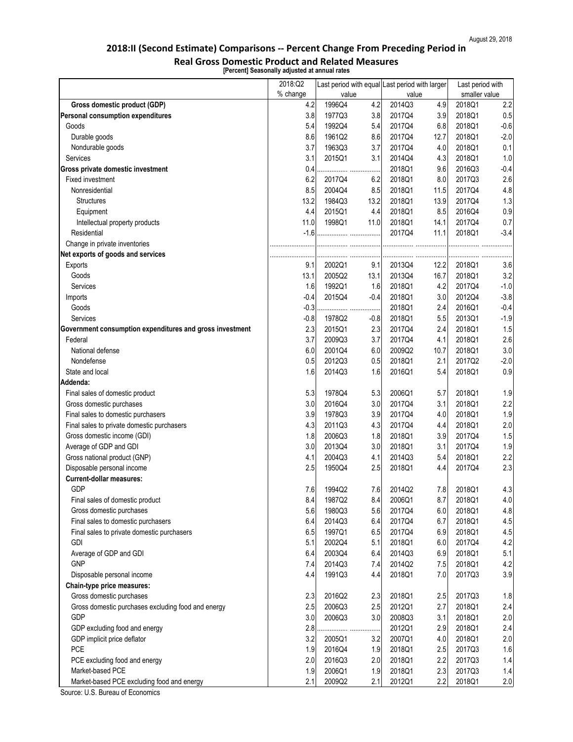August 29, 2018

# 2018:II (Second Estimate) Comparisons -- Percent Change From Preceding Period in Real Gross Domestic Product and Related Measures

[Percent] Seasonally adjusted at annual rates

| | 2018:Q2 % change | Last period with equal value | | Last period with larger value | | Last period with smaller value | |
|---|---|---|---|---|---|---|---|
| **Gross domestic product (GDP)** | 4.2 | 1996Q4 | 4.2 | 2014Q3 | 4.9 | 2018Q1 | 2.2 |
| **Personal consumption expenditures** | 3.8 | 1977Q3 | 3.8 | 2017Q4 | 3.9 | 2018Q1 | 0.5 |
| Goods | 5.4 | 1992Q4 | 5.4 | 2017Q4 | 6.8 | 2018Q1 | -0.6 |
| Durable goods | 8.6 | 1961Q2 | 8.6 | 2017Q4 | 12.7 | 2018Q1 | -2.0 |
| Nondurable goods | 3.7 | 1963Q3 | 3.7 | 2017Q4 | 4.0 | 2018Q1 | 0.1 |
| Services | 3.1 | 2015Q1 | 3.1 | 2014Q4 | 4.3 | 2018Q1 | 1.0 |
| **Gross private domestic investment** | 0.4 | ................ | ................ | 2018Q1 | 9.6 | 2016Q3 | -0.4 |
| Fixed investment | 6.2 | 2017Q4 | 6.2 | 2018Q1 | 8.0 | 2017Q3 | 2.6 |
| Nonresidential | 8.5 | 2004Q4 | 8.5 | 2018Q1 | 11.5 | 2017Q4 | 4.8 |
| Structures | 13.2 | 1984Q3 | 13.2 | 2018Q1 | 13.9 | 2017Q4 | 1.3 |
| Equipment | 4.4 | 2015Q1 | 4.4 | 2018Q1 | 8.5 | 2016Q4 | 0.9 |
| Intellectual property products | 11.0 | 1998Q1 | 11.0 | 2018Q1 | 14.1 | 2017Q4 | 0.7 |
| Residential | -1.6 | ................ | ................ | 2017Q4 | 11.1 | 2018Q1 | -3.4 |
| Change in private inventories | ........................ | ................ | ................ | ................ | ................ | ................ | ................ |
| **Net exports of goods and services** | ........................ | ................ | ................ | ................ | ................ | ................ | ................ |
| Exports | 9.1 | 2002Q1 | 9.1 | 2013Q4 | 12.2 | 2018Q1 | 3.6 |
| Goods | 13.1 | 2005Q2 | 13.1 | 2013Q4 | 16.7 | 2018Q1 | 3.2 |
| Services | 1.6 | 1992Q1 | 1.6 | 2018Q1 | 4.2 | 2017Q4 | -1.0 |
| Imports | -0.4 | 2015Q4 | -0.4 | 2018Q1 | 3.0 | 2012Q4 | -3.8 |
| Goods | -0.3 | ................ | ................ | 2018Q1 | 2.4 | 2016Q1 | -0.4 |
| Services | -0.8 | 1978Q2 | -0.8 | 2018Q1 | 5.5 | 2013Q1 | -1.9 |
| **Government consumption expenditures and gross investment** | 2.3 | 2015Q1 | 2.3 | 2017Q4 | 2.4 | 2018Q1 | 1.5 |
| Federal | 3.7 | 2009Q3 | 3.7 | 2017Q4 | 4.1 | 2018Q1 | 2.6 |
| National defense | 6.0 | 2001Q4 | 6.0 | 2009Q2 | 10.7 | 2018Q1 | 3.0 |
| Nondefense | 0.5 | 2012Q3 | 0.5 | 2018Q1 | 2.1 | 2017Q2 | -2.0 |
| State and local | 1.6 | 2014Q3 | 1.6 | 2016Q1 | 5.4 | 2018Q1 | 0.9 |
| **Addenda:** | | | | | | | |
| Final sales of domestic product | 5.3 | 1978Q4 | 5.3 | 2006Q1 | 5.7 | 2018Q1 | 1.9 |
| Gross domestic purchases | 3.0 | 2016Q4 | 3.0 | 2017Q4 | 3.1 | 2018Q1 | 2.2 |
| Final sales to domestic purchasers | 3.9 | 1978Q3 | 3.9 | 2017Q4 | 4.0 | 2018Q1 | 1.9 |
| Final sales to private domestic purchasers | 4.3 | 2011Q3 | 4.3 | 2017Q4 | 4.4 | 2018Q1 | 2.0 |
| Gross domestic income (GDI) | 1.8 | 2006Q3 | 1.8 | 2018Q1 | 3.9 | 2017Q4 | 1.5 |
| Average of GDP and GDI | 3.0 | 2013Q4 | 3.0 | 2018Q1 | 3.1 | 2017Q4 | 1.9 |
| Gross national product (GNP) | 4.1 | 2004Q3 | 4.1 | 2014Q3 | 5.4 | 2018Q1 | 2.2 |
| Disposable personal income | 2.5 | 1950Q4 | 2.5 | 2018Q1 | 4.4 | 2017Q4 | 2.3 |
| **Current-dollar measures:** | | | | | | | |
| GDP | 7.6 | 1994Q2 | 7.6 | 2014Q2 | 7.8 | 2018Q1 | 4.3 |
| Final sales of domestic product | 8.4 | 1987Q2 | 8.4 | 2006Q1 | 8.7 | 2018Q1 | 4.0 |
| Gross domestic purchases | 5.6 | 1980Q3 | 5.6 | 2017Q4 | 6.0 | 2018Q1 | 4.8 |
| Final sales to domestic purchasers | 6.4 | 2014Q3 | 6.4 | 2017Q4 | 6.7 | 2018Q1 | 4.5 |
| Final sales to private domestic purchasers | 6.5 | 1997Q1 | 6.5 | 2017Q4 | 6.9 | 2018Q1 | 4.5 |
| GDI | 5.1 | 2002Q4 | 5.1 | 2018Q1 | 6.0 | 2017Q4 | 4.2 |
| Average of GDP and GDI | 6.4 | 2003Q4 | 6.4 | 2014Q3 | 6.9 | 2018Q1 | 5.1 |
| GNP | 7.4 | 2014Q3 | 7.4 | 2014Q2 | 7.5 | 2018Q1 | 4.2 |
| Disposable personal income | 4.4 | 1991Q3 | 4.4 | 2018Q1 | 7.0 | 2017Q3 | 3.9 |
| **Chain-type price measures:** | | | | | | | |
| Gross domestic purchases | 2.3 | 2016Q2 | 2.3 | 2018Q1 | 2.5 | 2017Q3 | 1.8 |
| Gross domestic purchases excluding food and energy | 2.5 | 2006Q3 | 2.5 | 2012Q1 | 2.7 | 2018Q1 | 2.4 |
| GDP | 3.0 | 2006Q3 | 3.0 | 2008Q3 | 3.1 | 2018Q1 | 2.0 |
| GDP excluding food and energy | 2.8 | ................ | ................ | 2012Q1 | 2.9 | 2018Q1 | 2.4 |
| GDP implicit price deflator | 3.2 | 2005Q1 | 3.2 | 2007Q1 | 4.0 | 2018Q1 | 2.0 |
| PCE | 1.9 | 2016Q4 | 1.9 | 2018Q1 | 2.5 | 2017Q3 | 1.6 |
| PCE excluding food and energy | 2.0 | 2016Q3 | 2.0 | 2018Q1 | 2.2 | 2017Q3 | 1.4 |
| Market-based PCE | 1.9 | 2006Q1 | 1.9 | 2018Q1 | 2.3 | 2017Q3 | 1.4 |
| Market-based PCE excluding food and energy | 2.1 | 2009Q2 | 2.1 | 2012Q1 | 2.2 | 2018Q1 | 2.0 |

Source: U.S. Bureau of Economics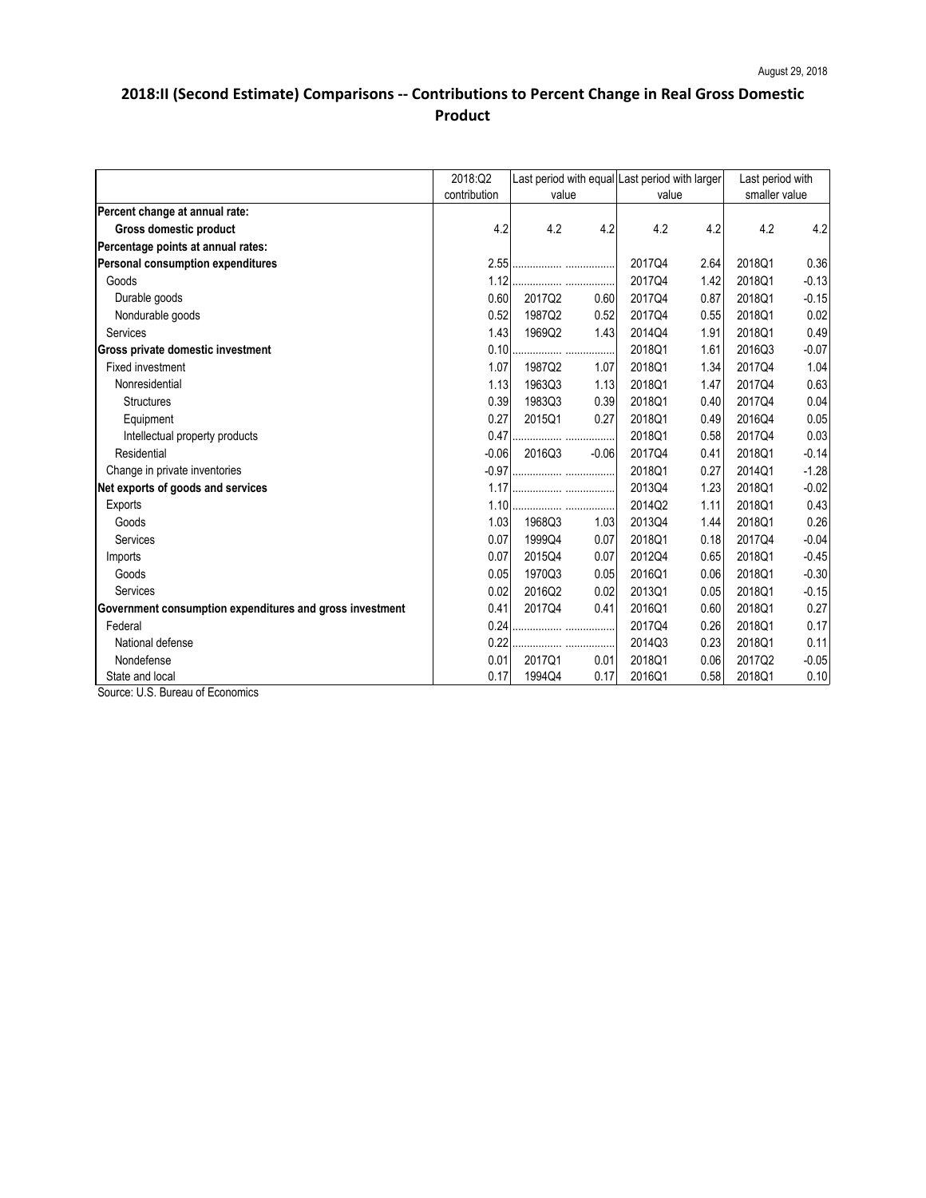August 29, 2018

## 2018:II (Second Estimate) Comparisons -- Contributions to Percent Change in Real Gross Domestic Product

| | 2018:Q2 contribution | Last period with equal value | | Last period with larger value | | Last period with smaller value | |
|---|---|---|---|---|---|---|---|
| **Percent change at annual rate:** | | | | | | | |
| **Gross domestic product** | 4.2 | 4.2 | 4.2 | 4.2 | 4.2 | 4.2 | 4.2 |
| **Percentage points at annual rates:** | | | | | | | |
| **Personal consumption expenditures** | 2.55 | ................. | ................. | 2017Q4 | 2.64 | 2018Q1 | 0.36 |
| Goods | 1.12 | ................. | ................. | 2017Q4 | 1.42 | 2018Q1 | -0.13 |
| Durable goods | 0.60 | 2017Q2 | 0.60 | 2017Q4 | 0.87 | 2018Q1 | -0.15 |
| Nondurable goods | 0.52 | 1987Q2 | 0.52 | 2017Q4 | 0.55 | 2018Q1 | 0.02 |
| Services | 1.43 | 1969Q2 | 1.43 | 2014Q4 | 1.91 | 2018Q1 | 0.49 |
| **Gross private domestic investment** | 0.10 | ................. | ................. | 2018Q1 | 1.61 | 2016Q3 | -0.07 |
| Fixed investment | 1.07 | 1987Q2 | 1.07 | 2018Q1 | 1.34 | 2017Q4 | 1.04 |
| Nonresidential | 1.13 | 1963Q3 | 1.13 | 2018Q1 | 1.47 | 2017Q4 | 0.63 |
| Structures | 0.39 | 1983Q3 | 0.39 | 2018Q1 | 0.40 | 2017Q4 | 0.04 |
| Equipment | 0.27 | 2015Q1 | 0.27 | 2018Q1 | 0.49 | 2016Q4 | 0.05 |
| Intellectual property products | 0.47 | ................. | ................. | 2018Q1 | 0.58 | 2017Q4 | 0.03 |
| Residential | -0.06 | 2016Q3 | -0.06 | 2017Q4 | 0.41 | 2018Q1 | -0.14 |
| Change in private inventories | -0.97 | ................. | ................. | 2018Q1 | 0.27 | 2014Q1 | -1.28 |
| **Net exports of goods and services** | 1.17 | ................. | ................. | 2013Q4 | 1.23 | 2018Q1 | -0.02 |
| Exports | 1.10 | ................. | ................. | 2014Q2 | 1.11 | 2018Q1 | 0.43 |
| Goods | 1.03 | 1968Q3 | 1.03 | 2013Q4 | 1.44 | 2018Q1 | 0.26 |
| Services | 0.07 | 1999Q4 | 0.07 | 2018Q1 | 0.18 | 2017Q4 | -0.04 |
| Imports | 0.07 | 2015Q4 | 0.07 | 2012Q4 | 0.65 | 2018Q1 | -0.45 |
| Goods | 0.05 | 1970Q3 | 0.05 | 2016Q1 | 0.06 | 2018Q1 | -0.30 |
| Services | 0.02 | 2016Q2 | 0.02 | 2013Q1 | 0.05 | 2018Q1 | -0.15 |
| **Government consumption expenditures and gross investment** | 0.41 | 2017Q4 | 0.41 | 2016Q1 | 0.60 | 2018Q1 | 0.27 |
| Federal | 0.24 | ................. | ................. | 2017Q4 | 0.26 | 2018Q1 | 0.17 |
| National defense | 0.22 | ................. | ................. | 2014Q3 | 0.23 | 2018Q1 | 0.11 |
| Nondefense | 0.01 | 2017Q1 | 0.01 | 2018Q1 | 0.06 | 2017Q2 | -0.05 |
| State and local | 0.17 | 1994Q4 | 0.17 | 2016Q1 | 0.58 | 2018Q1 | 0.10 |

Source: U.S. Bureau of Economics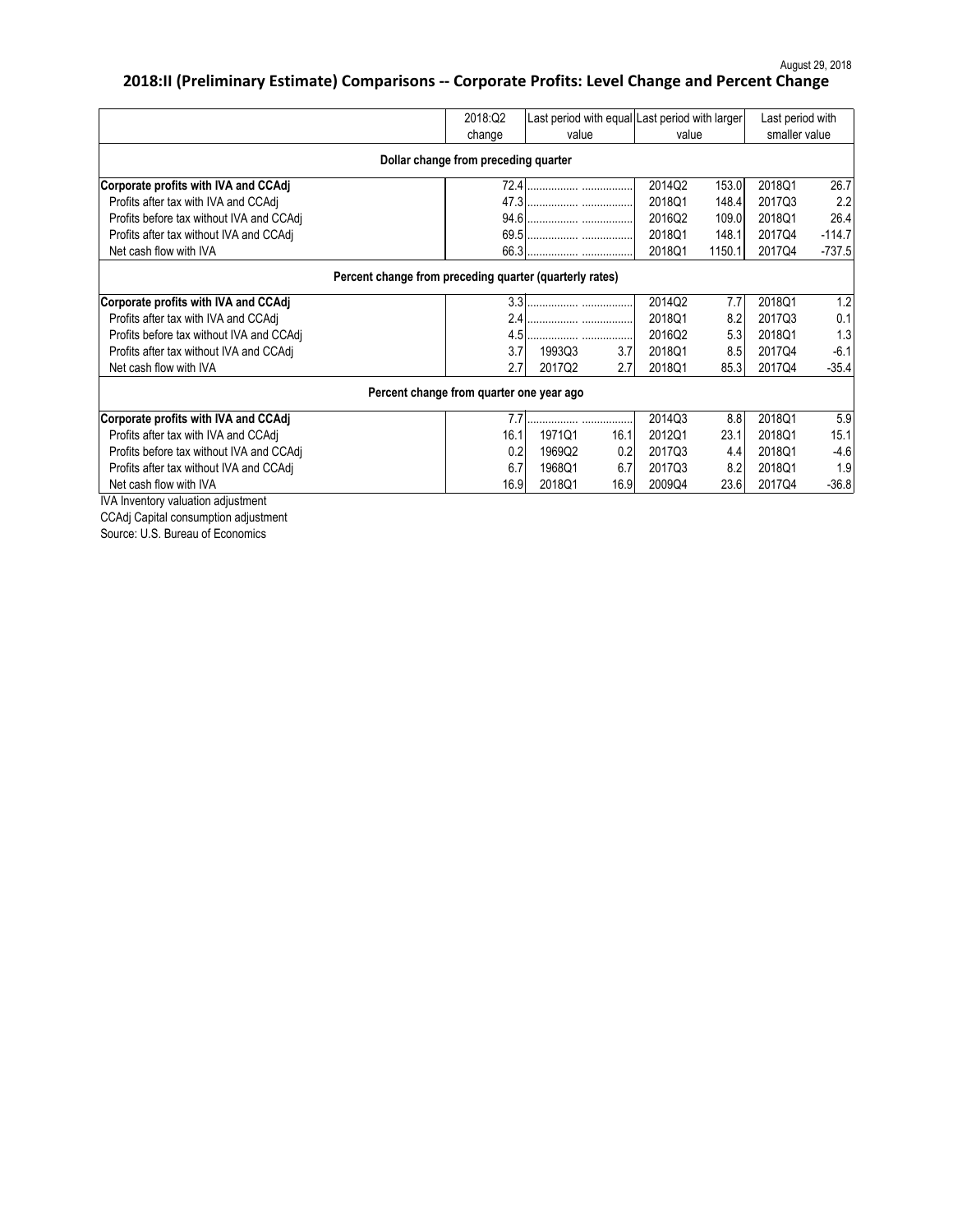August 29, 2018

## 2018:II (Preliminary Estimate) Comparisons -- Corporate Profits: Level Change and Percent Change

| | 2018:Q2 change | Last period with equal value | | Last period with larger value | | Last period with smaller value | |
|---|---|---|---|---|---|---|---|
| **Dollar change from preceding quarter** | | | | | | | |
| **Corporate profits with IVA and CCAdj** | 72.4 | ................. | ................. | 2014Q2 | 153.0 | 2018Q1 | 26.7 |
| Profits after tax with IVA and CCAdj | 47.3 | ................. | ................. | 2018Q1 | 148.4 | 2017Q3 | 2.2 |
| Profits before tax without IVA and CCAdj | 94.6 | ................. | ................. | 2016Q2 | 109.0 | 2018Q1 | 26.4 |
| Profits after tax without IVA and CCAdj | 69.5 | ................. | ................. | 2018Q1 | 148.1 | 2017Q4 | -114.7 |
| Net cash flow with IVA | 66.3 | ................. | ................. | 2018Q1 | 1150.1 | 2017Q4 | -737.5 |
| **Percent change from preceding quarter (quarterly rates)** | | | | | | | |
| **Corporate profits with IVA and CCAdj** | 3.3 | ................. | ................. | 2014Q2 | 7.7 | 2018Q1 | 1.2 |
| Profits after tax with IVA and CCAdj | 2.4 | ................. | ................. | 2018Q1 | 8.2 | 2017Q3 | 0.1 |
| Profits before tax without IVA and CCAdj | 4.5 | ................. | ................. | 2016Q2 | 5.3 | 2018Q1 | 1.3 |
| Profits after tax without IVA and CCAdj | 3.7 | 1993Q3 | 3.7 | 2018Q1 | 8.5 | 2017Q4 | -6.1 |
| Net cash flow with IVA | 2.7 | 2017Q2 | 2.7 | 2018Q1 | 85.3 | 2017Q4 | -35.4 |
| **Percent change from quarter one year ago** | | | | | | | |
| **Corporate profits with IVA and CCAdj** | 7.7 | ................. | ................. | 2014Q3 | 8.8 | 2018Q1 | 5.9 |
| Profits after tax with IVA and CCAdj | 16.1 | 1971Q1 | 16.1 | 2012Q1 | 23.1 | 2018Q1 | 15.1 |
| Profits before tax without IVA and CCAdj | 0.2 | 1969Q2 | 0.2 | 2017Q3 | 4.4 | 2018Q1 | -4.6 |
| Profits after tax without IVA and CCAdj | 6.7 | 1968Q1 | 6.7 | 2017Q3 | 8.2 | 2018Q1 | 1.9 |
| Net cash flow with IVA | 16.9 | 2018Q1 | 16.9 | 2009Q4 | 23.6 | 2017Q4 | -36.8 |

IVA Inventory valuation adjustment

CCAdj Capital consumption adjustment

Source: U.S. Bureau of Economics